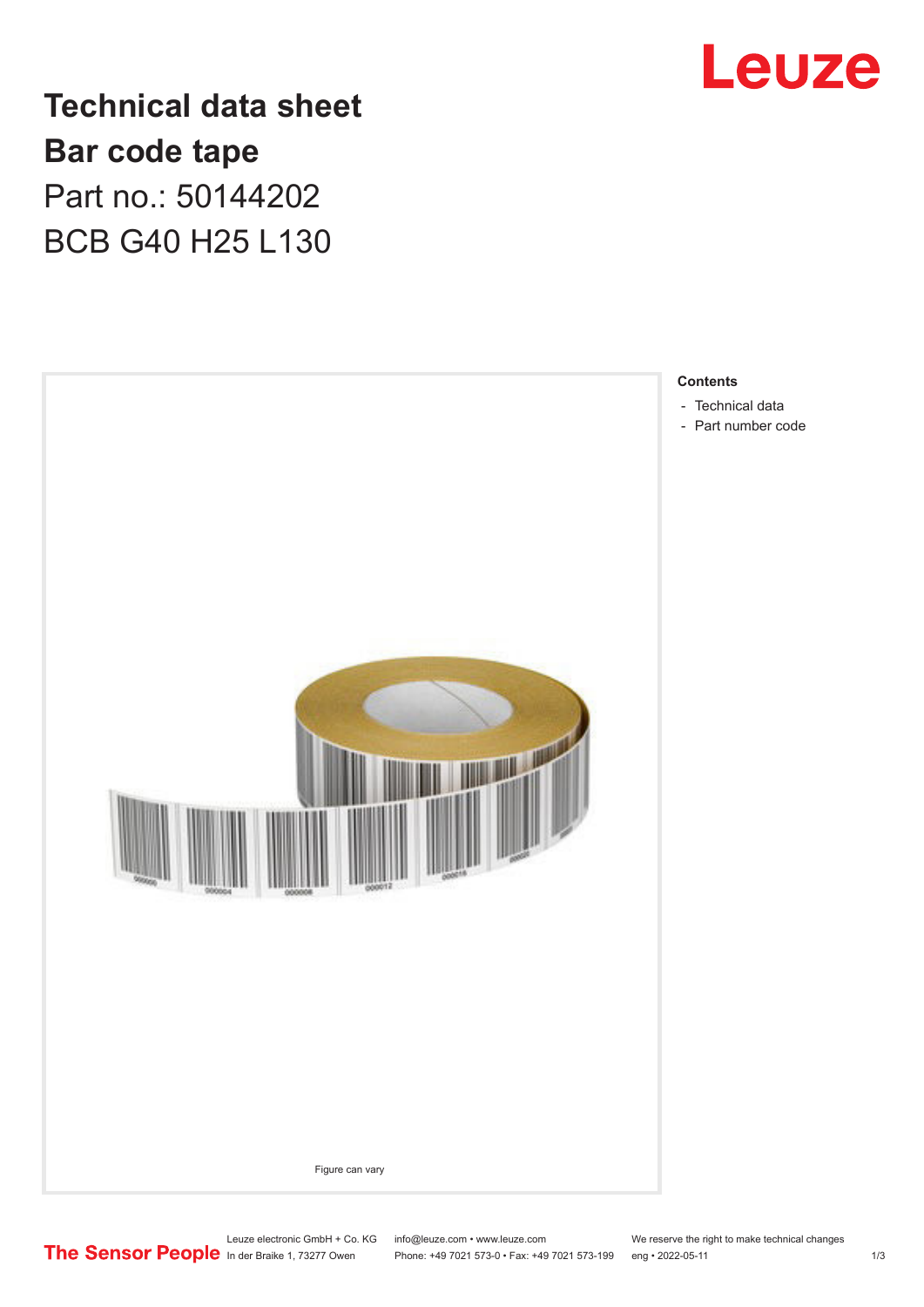# Technical data sheet

## Bar code tape

Part no.: 50144202

BCB G40 H25 L130

Figure can vary

**Contents**

- Technical data
- Part number code

Leuze electronic GmbH + Co. KG
In der Braike 1, 73277 Owen

info@leuze.com • www.leuze.com
Phone: +49 7021 573-0 • Fax: +49 7021 573-199

We reserve the right to make technical changes
eng • 2022-05-11

The Sensor People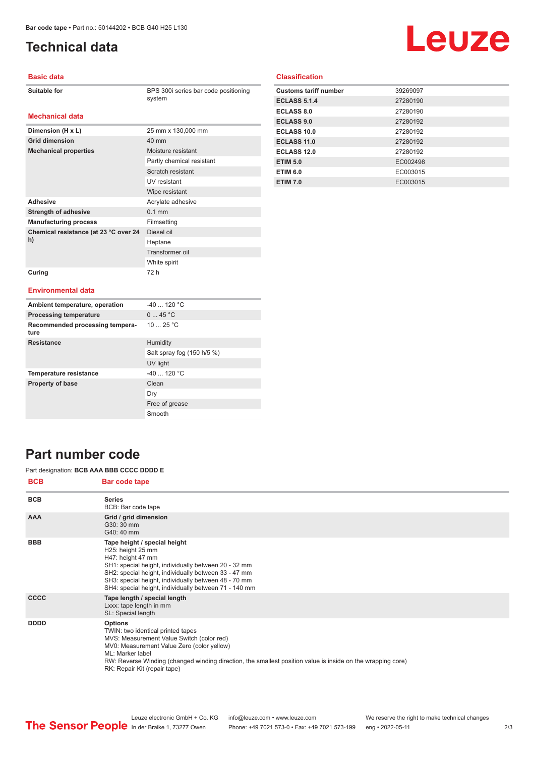# Technical data

## Basic data

| | |
|---|---|
| **Suitable for** | BPS 300i series bar code positioning system |

## Mechanical data

| | |
|---|---|
| **Dimension (H x L)** | 25 mm x 130,000 mm |
| **Grid dimension** | 40 mm |
| **Mechanical properties** | Moisture resistant |
| | Partly chemical resistant |
| | Scratch resistant |
| | UV resistant |
| | Wipe resistant |
| **Adhesive** | Acrylate adhesive |
| **Strength of adhesive** | 0.1 mm |
| **Manufacturing process** | Filmsetting |
| **Chemical resistance (at 23 °C over 24 h)** | Diesel oil |
| | Heptane |
| | Transformer oil |
| | White spirit |
| **Curing** | 72 h |

## Environmental data

| | |
|---|---|
| **Ambient temperature, operation** | -40 ... 120 °C |
| **Processing temperature** | 0 ... 45 °C |
| **Recommended processing temperature** | 10 ... 25 °C |
| **Resistance** | Humidity |
| | Salt spray fog (150 h/5 %) |
| | UV light |
| **Temperature resistance** | -40 ... 120 °C |
| **Property of base** | Clean |
| | Dry |
| | Free of grease |
| | Smooth |

## Classification

| | |
|---|---|
| **Customs tariff number** | 39269097 |
| **ECLASS 5.1.4** | 27280190 |
| **ECLASS 8.0** | 27280190 |
| **ECLASS 9.0** | 27280192 |
| **ECLASS 10.0** | 27280192 |
| **ECLASS 11.0** | 27280192 |
| **ECLASS 12.0** | 27280192 |
| **ETIM 5.0** | EC002498 |
| **ETIM 6.0** | EC003015 |
| **ETIM 7.0** | EC003015 |

# Part number code

Part designation: **BCB AAA BBB CCCC DDDD E**

| BCB | Bar code tape |
|---|---|
| **BCB** | **Series**<br>BCB: Bar code tape |
| **AAA** | **Grid / grid dimension**<br>G30: 30 mm<br>G40: 40 mm |
| **BBB** | **Tape height / special height**<br>H25: height 25 mm<br>H47: height 47 mm<br>SH1: special height, individually between 20 - 32 mm<br>SH2: special height, individually between 33 - 47 mm<br>SH3: special height, individually between 48 - 70 mm<br>SH4: special height, individually between 71 - 140 mm |
| **CCCC** | **Tape length / special length**<br>Lxxx: tape length in mm<br>SL: Special length |
| **DDDD** | **Options**<br>TWIN: two identical printed tapes<br>MVS: Measurement Value Switch (color red)<br>MV0: Measurement Value Zero (color yellow)<br>ML: Marker label<br>RW: Reverse Winding (changed winding direction, the smallest position value is inside on the wrapping core)<br>RK: Repair Kit (repair tape) |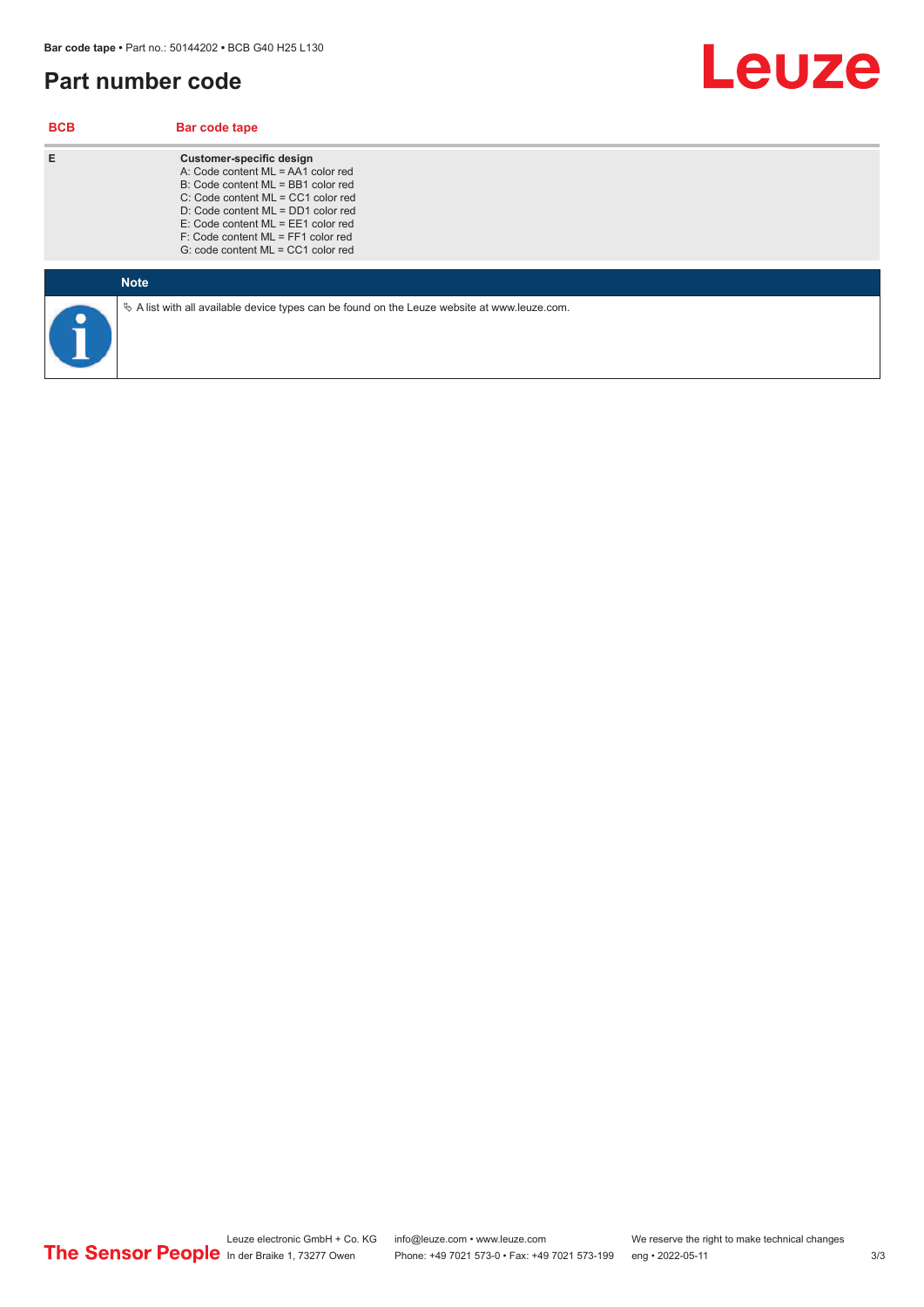# Part number code

| | |
|---|---|
| **BCB** | **Bar code tape** |
| E | **Customer-specific design**<br>A: Code content ML = AA1 color red<br>B: Code content ML = BB1 color red<br>C: Code content ML = CC1 color red<br>D: Code content ML = DD1 color red<br>E: Code content ML = EE1 color red<br>F: Code content ML = FF1 color red<br>G: code content ML = CC1 color red |

**Note**

↳ A list with all available device types can be found on the Leuze website at www.leuze.com.